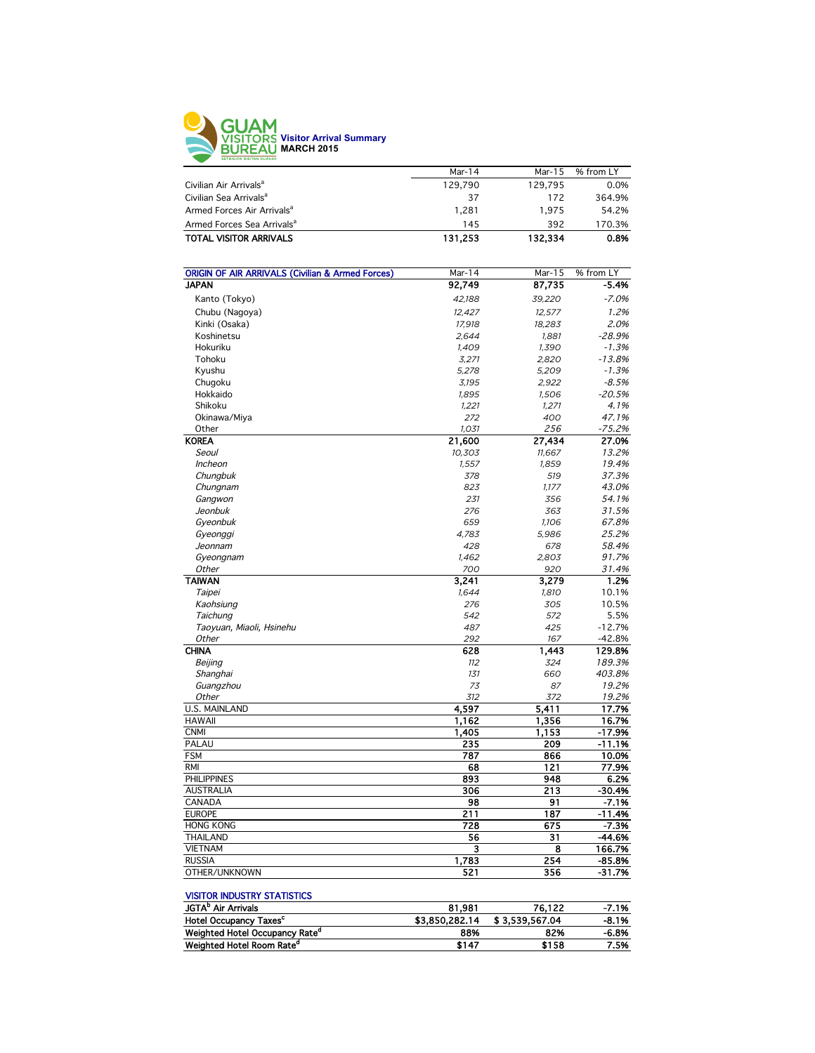# GUAM VISITORS BUREAU

**Visitor Arrival Summary**
**MARCH 2015**

| | Mar-14 | Mar-15 | % from LY |
|---|---|---|---|
| Civilian Air Arrivals[a] | 129,790 | 129,795 | 0.0% |
| Civilian Sea Arrivals[a] | 37 | 172 | 364.9% |
| Armed Forces Air Arrivals[a] | 1,281 | 1,975 | 54.2% |
| Armed Forces Sea Arrivals[a] | 145 | 392 | 170.3% |
| **TOTAL VISITOR ARRIVALS** | **131,253** | **132,334** | **0.8%** |

| ORIGIN OF AIR ARRIVALS (Civilian & Armed Forces) | Mar-14 | Mar-15 | % from LY |
|---|---|---|---|
| **JAPAN** | **92,749** | **87,735** | **-5.4%** |
| Kanto (Tokyo) | *42,188* | *39,220* | *-7.0%* |
| Chubu (Nagoya) | *12,427* | *12,577* | *1.2%* |
| Kinki (Osaka) | *17,918* | *18,283* | *2.0%* |
| Koshinetsu | *2,644* | *1,881* | *-28.9%* |
| Hokuriku | *1,409* | *1,390* | *-1.3%* |
| Tohoku | *3,271* | *2,820* | *-13.8%* |
| Kyushu | *5,278* | *5,209* | *-1.3%* |
| Chugoku | *3,195* | *2,922* | *-8.5%* |
| Hokkaido | *1,895* | *1,506* | *-20.5%* |
| Shikoku | *1,221* | *1,271* | *4.1%* |
| Okinawa/Miya | *272* | *400* | *47.1%* |
| Other | *1,031* | *256* | *-75.2%* |
| **KOREA** | **21,600** | **27,434** | **27.0%** |
| *Seoul* | *10,303* | *11,667* | *13.2%* |
| *Incheon* | *1,557* | *1,859* | *19.4%* |
| *Chungbuk* | *378* | *519* | *37.3%* |
| *Chungnam* | *823* | *1,177* | *43.0%* |
| *Gangwon* | *231* | *356* | *54.1%* |
| *Jeonbuk* | *276* | *363* | *31.5%* |
| *Gyeonbuk* | *659* | *1,106* | *67.8%* |
| *Gyeonggi* | *4,783* | *5,986* | *25.2%* |
| *Jeonnam* | *428* | *678* | *58.4%* |
| *Gyeongnam* | *1,462* | *2,803* | *91.7%* |
| *Other* | *700* | *920* | *31.4%* |
| **TAIWAN** | **3,241** | **3,279** | **1.2%** |
| *Taipei* | *1,644* | *1,810* | 10.1% |
| *Kaohsiung* | *276* | *305* | 10.5% |
| *Taichung* | *542* | *572* | 5.5% |
| *Taoyuan, Miaoli, Hsinehu* | *487* | *425* | -12.7% |
| *Other* | *292* | *167* | -42.8% |
| **CHINA** | **628** | **1,443** | **129.8%** |
| *Beijing* | *112* | *324* | *189.3%* |
| *Shanghai* | *131* | *660* | *403.8%* |
| *Guangzhou* | *73* | *87* | *19.2%* |
| *Other* | *312* | *372* | *19.2%* |
| U.S. MAINLAND | **4,597** | **5,411** | **17.7%** |
| HAWAII | **1,162** | **1,356** | **16.7%** |
| CNMI | **1,405** | **1,153** | **-17.9%** |
| PALAU | **235** | **209** | **-11.1%** |
| FSM | **787** | **866** | **10.0%** |
| RMI | **68** | **121** | **77.9%** |
| PHILIPPINES | **893** | **948** | **6.2%** |
| AUSTRALIA | **306** | **213** | **-30.4%** |
| CANADA | **98** | **91** | **-7.1%** |
| EUROPE | **211** | **187** | **-11.4%** |
| HONG KONG | **728** | **675** | **-7.3%** |
| THAILAND | **56** | **31** | **-44.6%** |
| VIETNAM | **3** | **8** | **166.7%** |
| RUSSIA | **1,783** | **254** | **-85.8%** |
| OTHER/UNKNOWN | **521** | **356** | **-31.7%** |

| VISITOR INDUSTRY STATISTICS | | | |
|---|---|---|---|
| **JGTA[b] Air Arrivals** | **81,981** | **76,122** | **-7.1%** |
| **Hotel Occupancy Taxes[c]** | **$3,850,282.14** | **$ 3,539,567.04** | **-8.1%** |
| **Weighted Hotel Occupancy Rate[d]** | **88%** | **82%** | **-6.8%** |
| **Weighted Hotel Room Rate[d]** | **$147** | **$158** | **7.5%** |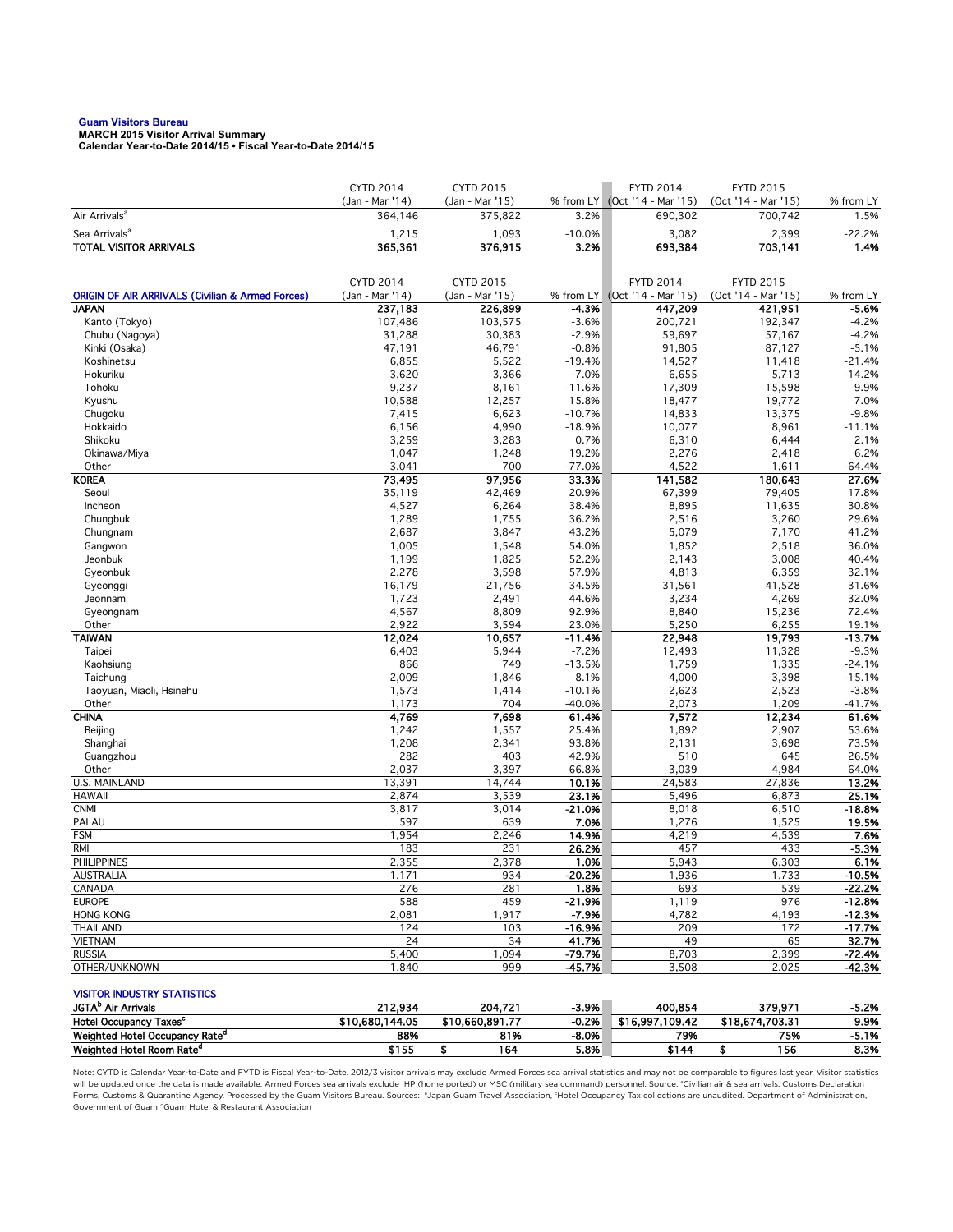**Guam Visitors Bureau**
**MARCH 2015 Visitor Arrival Summary**
**Calendar Year-to-Date 2014/15 • Fiscal Year-to-Date 2014/15**

| | CYTD 2014 (Jan - Mar '14) | CYTD 2015 (Jan - Mar '15) | % from LY | FYTD 2014 (Oct '14 - Mar '15) | FYTD 2015 (Oct '14 - Mar '15) | % from LY |
|---|---|---|---|---|---|---|
| Air Arrivals[a] | 364,146 | 375,822 | 3.2% | 690,302 | 700,742 | 1.5% |
| Sea Arrivals[a] | 1,215 | 1,093 | -10.0% | 3,082 | 2,399 | -22.2% |
| **TOTAL VISITOR ARRIVALS** | **365,361** | **376,915** | **3.2%** | **693,384** | **703,141** | **1.4%** |

| ORIGIN OF AIR ARRIVALS (Civilian & Armed Forces) | CYTD 2014 (Jan - Mar '14) | CYTD 2015 (Jan - Mar '15) | % from LY | FYTD 2014 (Oct '14 - Mar '15) | FYTD 2015 (Oct '14 - Mar '15) | % from LY |
|---|---|---|---|---|---|---|
| **JAPAN** | **237,183** | **226,899** | **-4.3%** | **447,209** | **421,951** | **-5.6%** |
| Kanto (Tokyo) | 107,486 | 103,575 | -3.6% | 200,721 | 192,347 | -4.2% |
| Chubu (Nagoya) | 31,288 | 30,383 | -2.9% | 59,697 | 57,167 | -4.2% |
| Kinki (Osaka) | 47,191 | 46,791 | -0.8% | 91,805 | 87,127 | -5.1% |
| Koshinetsu | 6,855 | 5,522 | -19.4% | 14,527 | 11,418 | -21.4% |
| Hokuriku | 3,620 | 3,366 | -7.0% | 6,655 | 5,713 | -14.2% |
| Tohoku | 9,237 | 8,161 | -11.6% | 17,309 | 15,598 | -9.9% |
| Kyushu | 10,588 | 12,257 | 15.8% | 18,477 | 19,772 | 7.0% |
| Chugoku | 7,415 | 6,623 | -10.7% | 14,833 | 13,375 | -9.8% |
| Hokkaido | 6,156 | 4,990 | -18.9% | 10,077 | 8,961 | -11.1% |
| Shikoku | 3,259 | 3,283 | 0.7% | 6,310 | 6,444 | 2.1% |
| Okinawa/Miya | 1,047 | 1,248 | 19.2% | 2,276 | 2,418 | 6.2% |
| Other | 3,041 | 700 | -77.0% | 4,522 | 1,611 | -64.4% |
| **KOREA** | **73,495** | **97,956** | **33.3%** | **141,582** | **180,643** | **27.6%** |
| Seoul | 35,119 | 42,469 | 20.9% | 67,399 | 79,405 | 17.8% |
| Incheon | 4,527 | 6,264 | 38.4% | 8,895 | 11,635 | 30.8% |
| Chungbuk | 1,289 | 1,755 | 36.2% | 2,516 | 3,260 | 29.6% |
| Chungnam | 2,687 | 3,847 | 43.2% | 5,079 | 7,170 | 41.2% |
| Gangwon | 1,005 | 1,548 | 54.0% | 1,852 | 2,518 | 36.0% |
| Jeonbuk | 1,199 | 1,825 | 52.2% | 2,143 | 3,008 | 40.4% |
| Gyeonbuk | 2,278 | 3,598 | 57.9% | 4,813 | 6,359 | 32.1% |
| Gyeonggi | 16,179 | 21,756 | 34.5% | 31,561 | 41,528 | 31.6% |
| Jeonnam | 1,723 | 2,491 | 44.6% | 3,234 | 4,269 | 32.0% |
| Gyeongnam | 4,567 | 8,809 | 92.9% | 8,840 | 15,236 | 72.4% |
| Other | 2,922 | 3,594 | 23.0% | 5,250 | 6,255 | 19.1% |
| **TAIWAN** | **12,024** | **10,657** | **-11.4%** | **22,948** | **19,793** | **-13.7%** |
| Taipei | 6,403 | 5,944 | -7.2% | 12,493 | 11,328 | -9.3% |
| Kaohsiung | 866 | 749 | -13.5% | 1,759 | 1,335 | -24.1% |
| Taichung | 2,009 | 1,846 | -8.1% | 4,000 | 3,398 | -15.1% |
| Taoyuan, Miaoli, Hsinehu | 1,573 | 1,414 | -10.1% | 2,623 | 2,523 | -3.8% |
| Other | 1,173 | 704 | -40.0% | 2,073 | 1,209 | -41.7% |
| **CHINA** | **4,769** | **7,698** | **61.4%** | **7,572** | **12,234** | **61.6%** |
| Beijing | 1,242 | 1,557 | 25.4% | 1,892 | 2,907 | 53.6% |
| Shanghai | 1,208 | 2,341 | 93.8% | 2,131 | 3,698 | 73.5% |
| Guangzhou | 282 | 403 | 42.9% | 510 | 645 | 26.5% |
| Other | 2,037 | 3,397 | 66.8% | 3,039 | 4,984 | 64.0% |
| U.S. MAINLAND | 13,391 | 14,744 | **10.1%** | 24,583 | 27,836 | **13.2%** |
| HAWAII | 2,874 | 3,539 | **23.1%** | 5,496 | 6,873 | **25.1%** |
| CNMI | 3,817 | 3,014 | **-21.0%** | 8,018 | 6,510 | **-18.8%** |
| PALAU | 597 | 639 | **7.0%** | 1,276 | 1,525 | **19.5%** |
| FSM | 1,954 | 2,246 | **14.9%** | 4,219 | 4,539 | **7.6%** |
| RMI | 183 | 231 | **26.2%** | 457 | 433 | **-5.3%** |
| PHILIPPINES | 2,355 | 2,378 | **1.0%** | 5,943 | 6,303 | **6.1%** |
| AUSTRALIA | 1,171 | 934 | **-20.2%** | 1,936 | 1,733 | **-10.5%** |
| CANADA | 276 | 281 | **1.8%** | 693 | 539 | **-22.2%** |
| EUROPE | 588 | 459 | **-21.9%** | 1,119 | 976 | **-12.8%** |
| HONG KONG | 2,081 | 1,917 | **-7.9%** | 4,782 | 4,193 | **-12.3%** |
| THAILAND | 124 | 103 | **-16.9%** | 209 | 172 | **-17.7%** |
| VIETNAM | 24 | 34 | **41.7%** | 49 | 65 | **32.7%** |
| RUSSIA | 5,400 | 1,094 | **-79.7%** | 8,703 | 2,399 | **-72.4%** |
| OTHER/UNKNOWN | 1,840 | 999 | **-45.7%** | 3,508 | 2,025 | **-42.3%** |

| VISITOR INDUSTRY STATISTICS | | | | | | |
|---|---|---|---|---|---|---|
| **JGTA[b] Air Arrivals** | **212,934** | **204,721** | **-3.9%** | **400,854** | **379,971** | **-5.2%** |
| **Hotel Occupancy Taxes[c]** | **$10,680,144.05** | **$10,660,891.77** | **-0.2%** | **$16,997,109.42** | **$18,674,703.31** | **9.9%** |
| **Weighted Hotel Occupancy Rate[d]** | **88%** | **81%** | **-8.0%** | **79%** | **75%** | **-5.1%** |
| **Weighted Hotel Room Rate[d]** | **$155** | **$ 164** | **5.8%** | **$144** | **$ 156** | **8.3%** |

Note: CYTD is Calendar Year-to-Date and FYTD is Fiscal Year-to-Date. 2012/3 visitor arrivals may exclude Armed Forces sea arrival statistics and may not be comparable to figures last year. Visitor statistics will be updated once the data is made available. Armed Forces sea arrivals exclude HP (home ported) or MSC (military sea command) personnel. Source: [a]Civilian air & sea arrivals. Customs Declaration Forms, Customs & Quarantine Agency. Processed by the Guam Visitors Bureau. Sources: [b]Japan Guam Travel Association, [c]Hotel Occupancy Tax collections are unaudited. Department of Administration, Government of Guam [d]Guam Hotel & Restaurant Association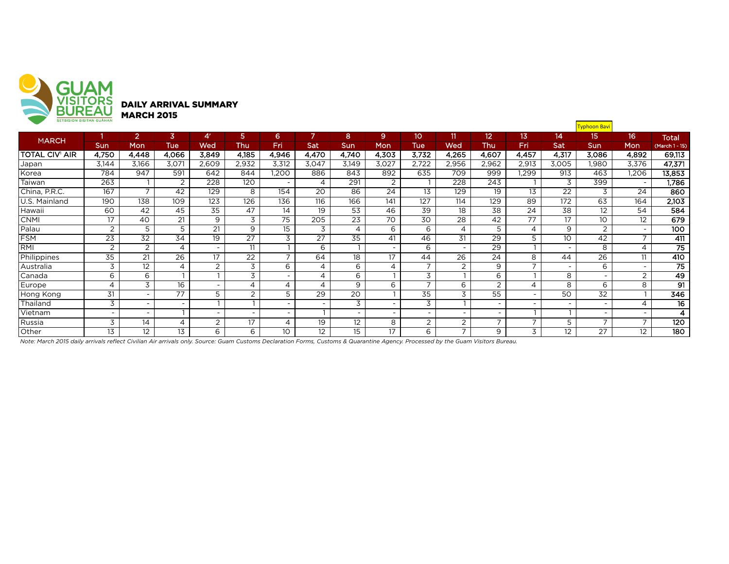GUAM VISITORS BUREAU
SETBISION BISITAN GUÅHAN

## DAILY ARRIVAL SUMMARY
## MARCH 2015

| MARCH | 1 | 2 | 3 | 4[r] | 5 | 6 | 7 | 8 | 9 | 10 | 11 | 12 | 13 | 14 | 15 Typhoon Bavi | 16 | Total |
|---|---|---|---|---|---|---|---|---|---|---|---|---|---|---|---|---|---|
| | Sun | Mon | Tue | Wed | Thu | Fri | Sat | Sun | Mon | Tue | Wed | Thu | Fri | Sat | Sun | Mon | (March 1 - 15) |
| **TOTAL CIV[1] AIR** | **4,750** | **4,448** | **4,066** | **3,849** | **4,185** | **4,946** | **4,470** | **4,740** | **4,303** | **3,732** | **4,265** | **4,607** | **4,457** | **4,317** | **3,086** | **4,892** | **69,113** |
| Japan | 3,144 | 3,166 | 3,071 | 2,609 | 2,932 | 3,312 | 3,047 | 3,149 | 3,027 | 2,722 | 2,956 | 2,962 | 2,913 | 3,005 | 1,980 | 3,376 | **47,371** |
| Korea | 784 | 947 | 591 | 642 | 844 | 1,200 | 886 | 843 | 892 | 635 | 709 | 999 | 1,299 | 913 | 463 | 1,206 | **13,853** |
| Taiwan | 263 | 1 | 2 | 228 | 120 | - | 4 | 291 | 2 | 1 | 228 | 243 | 1 | 3 | 399 | - | **1,786** |
| China, P.R.C. | 167 | 7 | 42 | 129 | 8 | 154 | 20 | 86 | 24 | 13 | 129 | 19 | 13 | 22 | 3 | 24 | **860** |
| U.S. Mainland | 190 | 138 | 109 | 123 | 126 | 136 | 116 | 166 | 141 | 127 | 114 | 129 | 89 | 172 | 63 | 164 | **2,103** |
| Hawaii | 60 | 42 | 45 | 35 | 47 | 14 | 19 | 53 | 46 | 39 | 18 | 38 | 24 | 38 | 12 | 54 | **584** |
| CNMI | 17 | 40 | 21 | 9 | 3 | 75 | 205 | 23 | 70 | 30 | 28 | 42 | 77 | 17 | 10 | 12 | **679** |
| Palau | 2 | 5 | 5 | 21 | 9 | 15 | 3 | 4 | 6 | 6 | 4 | 5 | 4 | 9 | 2 | - | **100** |
| FSM | 23 | 32 | 34 | 19 | 27 | 3 | 27 | 35 | 41 | 46 | 31 | 29 | 5 | 10 | 42 | 7 | **411** |
| RMI | 2 | 2 | 4 | - | 11 | 1 | 6 | 1 | - | 6 | - | 29 | 1 | - | 8 | 4 | **75** |
| Philippines | 35 | 21 | 26 | 17 | 22 | 7 | 64 | 18 | 17 | 44 | 26 | 24 | 8 | 44 | 26 | 11 | **410** |
| Australia | 3 | 12 | 4 | 2 | 3 | 6 | 4 | 6 | 4 | 7 | 2 | 9 | 7 | - | 6 | - | **75** |
| Canada | 6 | 6 | 1 | 1 | 3 | - | 4 | 6 | 1 | 3 | 1 | 6 | 1 | 8 | - | 2 | **49** |
| Europe | 4 | 3 | 16 | - | 4 | 4 | 4 | 9 | 6 | 7 | 6 | 2 | 4 | 8 | 6 | 8 | **91** |
| Hong Kong | 31 | - | 77 | 5 | 2 | 5 | 29 | 20 | 1 | 35 | 3 | 55 | - | 50 | 32 | 1 | **346** |
| Thailand | 3 | - | - | 1 | 1 | - | - | 3 | - | 3 | 1 | - | - | - | - | 4 | **16** |
| Vietnam | - | - | 1 | - | - | - | 1 | - | - | - | - | - | 1 | 1 | - | - | **4** |
| Russia | 3 | 14 | 4 | 2 | 17 | 4 | 19 | 12 | 8 | 2 | 2 | 7 | 7 | 5 | 7 | 7 | **120** |
| Other | 13 | 12 | 13 | 6 | 6 | 10 | 12 | 15 | 17 | 6 | 7 | 9 | 3 | 12 | 27 | 12 | **180** |

*Note: March 2015 daily arrivals reflect Civilian Air arrivals only. Source: Guam Customs Declaration Forms, Customs & Quarantine Agency. Processed by the Guam Visitors Bureau.*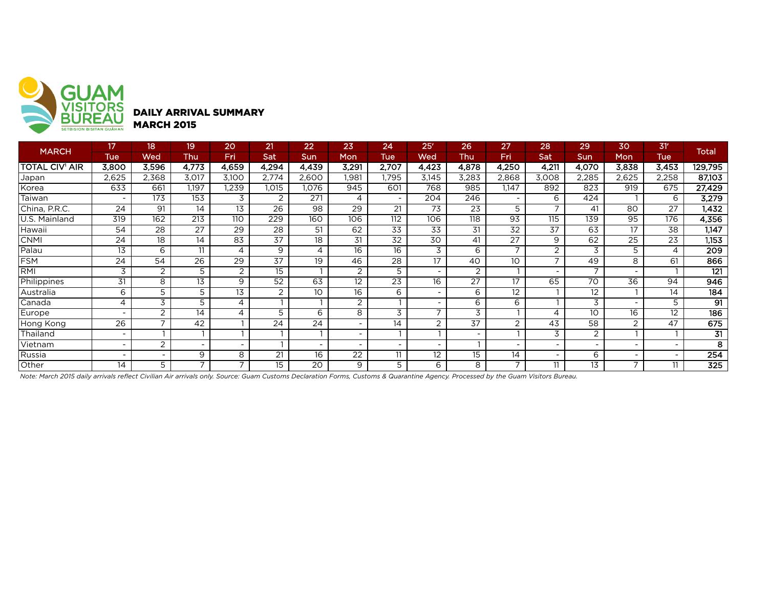GUAM VISITORS BUREAU
SETBISION BISITAN GUÅHAN

## DAILY ARRIVAL SUMMARY
## MARCH 2015

| MARCH | 17 | 18 | 19 | 20 | 21 | 22 | 23 | 24 | 25r | 26 | 27 | 28 | 29 | 30 | 31r | Total |
|---|---|---|---|---|---|---|---|---|---|---|---|---|---|---|---|---|
| | Tue | Wed | Thu | Fri | Sat | Sun | Mon | Tue | Wed | Thu | Fri | Sat | Sun | Mon | Tue | |
| **TOTAL CIV[1] AIR** | **3,800** | **3,596** | **4,773** | **4,659** | **4,294** | **4,439** | **3,291** | **2,707** | **4,423** | **4,878** | **4,250** | **4,211** | **4,070** | **3,838** | **3,453** | **129,795** |
| Japan | 2,625 | 2,368 | 3,017 | 3,100 | 2,774 | 2,600 | 1,981 | 1,795 | 3,145 | 3,283 | 2,868 | 3,008 | 2,285 | 2,625 | 2,258 | **87,103** |
| Korea | 633 | 661 | 1,197 | 1,239 | 1,015 | 1,076 | 945 | 601 | 768 | 985 | 1,147 | 892 | 823 | 919 | 675 | **27,429** |
| Taiwan | - | 173 | 153 | 3 | 2 | 271 | 4 | - | 204 | 246 | - | 6 | 424 | 1 | 6 | **3,279** |
| China, P.R.C. | 24 | 91 | 14 | 13 | 26 | 98 | 29 | 21 | 73 | 23 | 5 | 7 | 41 | 80 | 27 | **1,432** |
| U.S. Mainland | 319 | 162 | 213 | 110 | 229 | 160 | 106 | 112 | 106 | 118 | 93 | 115 | 139 | 95 | 176 | **4,356** |
| Hawaii | 54 | 28 | 27 | 29 | 28 | 51 | 62 | 33 | 33 | 31 | 32 | 37 | 63 | 17 | 38 | **1,147** |
| CNMI | 24 | 18 | 14 | 83 | 37 | 18 | 31 | 32 | 30 | 41 | 27 | 9 | 62 | 25 | 23 | **1,153** |
| Palau | 13 | 6 | 11 | 4 | 9 | 4 | 16 | 16 | 3 | 6 | 7 | 2 | 3 | 5 | 4 | **209** |
| FSM | 24 | 54 | 26 | 29 | 37 | 19 | 46 | 28 | 17 | 40 | 10 | 7 | 49 | 8 | 61 | **866** |
| RMI | 3 | 2 | 5 | 2 | 15 | 1 | 2 | 5 | - | 2 | 1 | - | 7 | - | 1 | **121** |
| Philippines | 31 | 8 | 13 | 9 | 52 | 63 | 12 | 23 | 16 | 27 | 17 | 65 | 70 | 36 | 94 | **946** |
| Australia | 6 | 5 | 5 | 13 | 2 | 10 | 16 | 6 | - | 6 | 12 | 1 | 12 | 1 | 14 | **184** |
| Canada | 4 | 3 | 5 | 4 | 1 | 1 | 2 | 1 | - | 6 | 6 | 1 | 3 | - | 5 | **91** |
| Europe | - | 2 | 14 | 4 | 5 | 6 | 8 | 3 | 7 | 3 | 1 | 4 | 10 | 16 | 12 | **186** |
| Hong Kong | 26 | 7 | 42 | 1 | 24 | 24 | - | 14 | 2 | 37 | 2 | 43 | 58 | 2 | 47 | **675** |
| Thailand | - | 1 | 1 | 1 | 1 | 1 | - | 1 | 1 | - | 1 | 3 | 2 | 1 | 1 | **31** |
| Vietnam | - | 2 | - | - | 1 | - | - | - | - | 1 | - | - | - | - | - | **8** |
| Russia | - | - | 9 | 8 | 21 | 16 | 22 | 11 | 12 | 15 | 14 | - | 6 | - | - | **254** |
| Other | 14 | 5 | 7 | 7 | 15 | 20 | 9 | 5 | 6 | 8 | 7 | 11 | 13 | 7 | 11 | **325** |

*Note: March 2015 daily arrivals reflect Civilian Air arrivals only. Source: Guam Customs Declaration Forms, Customs & Quarantine Agency. Processed by the Guam Visitors Bureau.*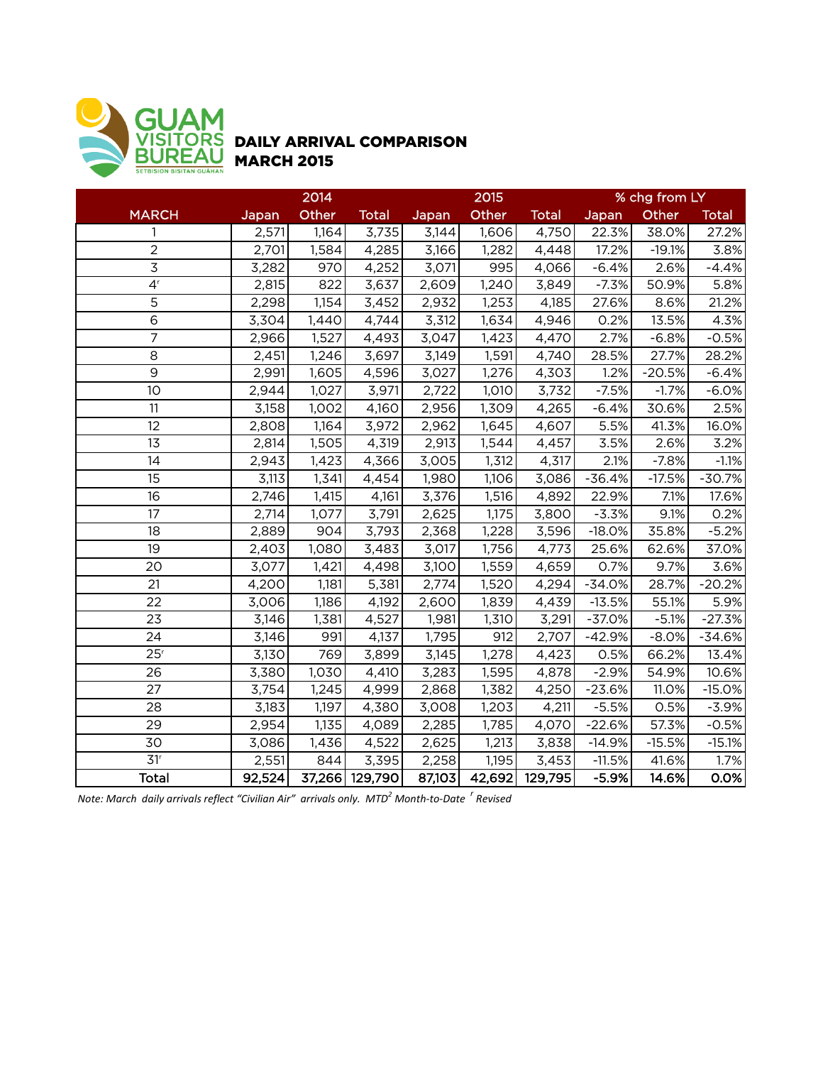GUAM VISITORS BUREAU
SETBISION BISITAN GUAHAN

# DAILY ARRIVAL COMPARISON
# MARCH 2015

| | 2014 | | | 2015 | | | % chg from LY | | |
|---|---|---|---|---|---|---|---|---|---|
| MARCH | Japan | Other | Total | Japan | Other | Total | Japan | Other | Total |
| 1 | 2,571 | 1,164 | 3,735 | 3,144 | 1,606 | 4,750 | 22.3% | 38.0% | 27.2% |
| 2 | 2,701 | 1,584 | 4,285 | 3,166 | 1,282 | 4,448 | 17.2% | -19.1% | 3.8% |
| 3 | 3,282 | 970 | 4,252 | 3,071 | 995 | 4,066 | -6.4% | 2.6% | -4.4% |
| 4[r] | 2,815 | 822 | 3,637 | 2,609 | 1,240 | 3,849 | -7.3% | 50.9% | 5.8% |
| 5 | 2,298 | 1,154 | 3,452 | 2,932 | 1,253 | 4,185 | 27.6% | 8.6% | 21.2% |
| 6 | 3,304 | 1,440 | 4,744 | 3,312 | 1,634 | 4,946 | 0.2% | 13.5% | 4.3% |
| 7 | 2,966 | 1,527 | 4,493 | 3,047 | 1,423 | 4,470 | 2.7% | -6.8% | -0.5% |
| 8 | 2,451 | 1,246 | 3,697 | 3,149 | 1,591 | 4,740 | 28.5% | 27.7% | 28.2% |
| 9 | 2,991 | 1,605 | 4,596 | 3,027 | 1,276 | 4,303 | 1.2% | -20.5% | -6.4% |
| 10 | 2,944 | 1,027 | 3,971 | 2,722 | 1,010 | 3,732 | -7.5% | -1.7% | -6.0% |
| 11 | 3,158 | 1,002 | 4,160 | 2,956 | 1,309 | 4,265 | -6.4% | 30.6% | 2.5% |
| 12 | 2,808 | 1,164 | 3,972 | 2,962 | 1,645 | 4,607 | 5.5% | 41.3% | 16.0% |
| 13 | 2,814 | 1,505 | 4,319 | 2,913 | 1,544 | 4,457 | 3.5% | 2.6% | 3.2% |
| 14 | 2,943 | 1,423 | 4,366 | 3,005 | 1,312 | 4,317 | 2.1% | -7.8% | -1.1% |
| 15 | 3,113 | 1,341 | 4,454 | 1,980 | 1,106 | 3,086 | -36.4% | -17.5% | -30.7% |
| 16 | 2,746 | 1,415 | 4,161 | 3,376 | 1,516 | 4,892 | 22.9% | 7.1% | 17.6% |
| 17 | 2,714 | 1,077 | 3,791 | 2,625 | 1,175 | 3,800 | -3.3% | 9.1% | 0.2% |
| 18 | 2,889 | 904 | 3,793 | 2,368 | 1,228 | 3,596 | -18.0% | 35.8% | -5.2% |
| 19 | 2,403 | 1,080 | 3,483 | 3,017 | 1,756 | 4,773 | 25.6% | 62.6% | 37.0% |
| 20 | 3,077 | 1,421 | 4,498 | 3,100 | 1,559 | 4,659 | 0.7% | 9.7% | 3.6% |
| 21 | 4,200 | 1,181 | 5,381 | 2,774 | 1,520 | 4,294 | -34.0% | 28.7% | -20.2% |
| 22 | 3,006 | 1,186 | 4,192 | 2,600 | 1,839 | 4,439 | -13.5% | 55.1% | 5.9% |
| 23 | 3,146 | 1,381 | 4,527 | 1,981 | 1,310 | 3,291 | -37.0% | -5.1% | -27.3% |
| 24 | 3,146 | 991 | 4,137 | 1,795 | 912 | 2,707 | -42.9% | -8.0% | -34.6% |
| 25[r] | 3,130 | 769 | 3,899 | 3,145 | 1,278 | 4,423 | 0.5% | 66.2% | 13.4% |
| 26 | 3,380 | 1,030 | 4,410 | 3,283 | 1,595 | 4,878 | -2.9% | 54.9% | 10.6% |
| 27 | 3,754 | 1,245 | 4,999 | 2,868 | 1,382 | 4,250 | -23.6% | 11.0% | -15.0% |
| 28 | 3,183 | 1,197 | 4,380 | 3,008 | 1,203 | 4,211 | -5.5% | 0.5% | -3.9% |
| 29 | 2,954 | 1,135 | 4,089 | 2,285 | 1,785 | 4,070 | -22.6% | 57.3% | -0.5% |
| 30 | 3,086 | 1,436 | 4,522 | 2,625 | 1,213 | 3,838 | -14.9% | -15.5% | -15.1% |
| 31[r] | 2,551 | 844 | 3,395 | 2,258 | 1,195 | 3,453 | -11.5% | 41.6% | 1.7% |
| **Total** | **92,524** | **37,266** | **129,790** | **87,103** | **42,692** | **129,795** | **-5.9%** | **14.6%** | **0.0%** |

*Note: March daily arrivals reflect "Civilian Air" arrivals only. MTD[2] Month-to-Date [r] Revised*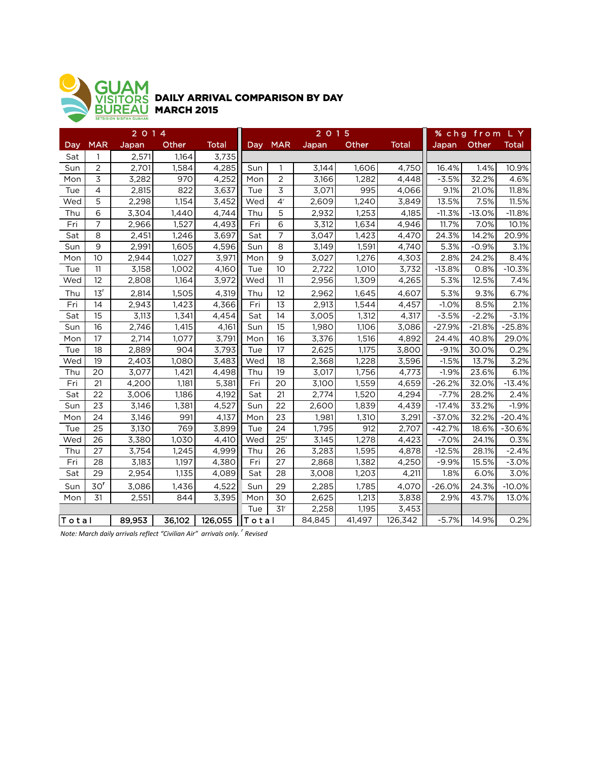GUAM VISITORS BUREAU
SETBISION BISITAN GUAHAN

# DAILY ARRIVAL COMPARISON BY DAY
# MARCH 2015

| 2014 | | | | | 2015 | | | | | % chg from LY | | |
|---|---|---|---|---|---|---|---|---|---|---|---|---|
| Day | MAR | Japan | Other | Total | Day | MAR | Japan | Other | Total | Japan | Other | Total |
| Sat | 1 | 2,571 | 1,164 | 3,735 | | | | | | | | |
| Sun | 2 | 2,701 | 1,584 | 4,285 | Sun | 1 | 3,144 | 1,606 | 4,750 | 16.4% | 1.4% | 10.9% |
| Mon | 3 | 3,282 | 970 | 4,252 | Mon | 2 | 3,166 | 1,282 | 4,448 | -3.5% | 32.2% | 4.6% |
| Tue | 4 | 2,815 | 822 | 3,637 | Tue | 3 | 3,071 | 995 | 4,066 | 9.1% | 21.0% | 11.8% |
| Wed | 5 | 2,298 | 1,154 | 3,452 | Wed | 4[r] | 2,609 | 1,240 | 3,849 | 13.5% | 7.5% | 11.5% |
| Thu | 6 | 3,304 | 1,440 | 4,744 | Thu | 5 | 2,932 | 1,253 | 4,185 | -11.3% | -13.0% | -11.8% |
| Fri | 7 | 2,966 | 1,527 | 4,493 | Fri | 6 | 3,312 | 1,634 | 4,946 | 11.7% | 7.0% | 10.1% |
| Sat | 8 | 2,451 | 1,246 | 3,697 | Sat | 7 | 3,047 | 1,423 | 4,470 | 24.3% | 14.2% | 20.9% |
| Sun | 9 | 2,991 | 1,605 | 4,596 | Sun | 8 | 3,149 | 1,591 | 4,740 | 5.3% | -0.9% | 3.1% |
| Mon | 10 | 2,944 | 1,027 | 3,971 | Mon | 9 | 3,027 | 1,276 | 4,303 | 2.8% | 24.2% | 8.4% |
| Tue | 11 | 3,158 | 1,002 | 4,160 | Tue | 10 | 2,722 | 1,010 | 3,732 | -13.8% | 0.8% | -10.3% |
| Wed | 12 | 2,808 | 1,164 | 3,972 | Wed | 11 | 2,956 | 1,309 | 4,265 | 5.3% | 12.5% | 7.4% |
| Thu | 13[r] | 2,814 | 1,505 | 4,319 | Thu | 12 | 2,962 | 1,645 | 4,607 | 5.3% | 9.3% | 6.7% |
| Fri | 14 | 2,943 | 1,423 | 4,366 | Fri | 13 | 2,913 | 1,544 | 4,457 | -1.0% | 8.5% | 2.1% |
| Sat | 15 | 3,113 | 1,341 | 4,454 | Sat | 14 | 3,005 | 1,312 | 4,317 | -3.5% | -2.2% | -3.1% |
| Sun | 16 | 2,746 | 1,415 | 4,161 | Sun | 15 | 1,980 | 1,106 | 3,086 | -27.9% | -21.8% | -25.8% |
| Mon | 17 | 2,714 | 1,077 | 3,791 | Mon | 16 | 3,376 | 1,516 | 4,892 | 24.4% | 40.8% | 29.0% |
| Tue | 18 | 2,889 | 904 | 3,793 | Tue | 17 | 2,625 | 1,175 | 3,800 | -9.1% | 30.0% | 0.2% |
| Wed | 19 | 2,403 | 1,080 | 3,483 | Wed | 18 | 2,368 | 1,228 | 3,596 | -1.5% | 13.7% | 3.2% |
| Thu | 20 | 3,077 | 1,421 | 4,498 | Thu | 19 | 3,017 | 1,756 | 4,773 | -1.9% | 23.6% | 6.1% |
| Fri | 21 | 4,200 | 1,181 | 5,381 | Fri | 20 | 3,100 | 1,559 | 4,659 | -26.2% | 32.0% | -13.4% |
| Sat | 22 | 3,006 | 1,186 | 4,192 | Sat | 21 | 2,774 | 1,520 | 4,294 | -7.7% | 28.2% | 2.4% |
| Sun | 23 | 3,146 | 1,381 | 4,527 | Sun | 22 | 2,600 | 1,839 | 4,439 | -17.4% | 33.2% | -1.9% |
| Mon | 24 | 3,146 | 991 | 4,137 | Mon | 23 | 1,981 | 1,310 | 3,291 | -37.0% | 32.2% | -20.4% |
| Tue | 25 | 3,130 | 769 | 3,899 | Tue | 24 | 1,795 | 912 | 2,707 | -42.7% | 18.6% | -30.6% |
| Wed | 26 | 3,380 | 1,030 | 4,410 | Wed | 25[r] | 3,145 | 1,278 | 4,423 | -7.0% | 24.1% | 0.3% |
| Thu | 27 | 3,754 | 1,245 | 4,999 | Thu | 26 | 3,283 | 1,595 | 4,878 | -12.5% | 28.1% | -2.4% |
| Fri | 28 | 3,183 | 1,197 | 4,380 | Fri | 27 | 2,868 | 1,382 | 4,250 | -9.9% | 15.5% | -3.0% |
| Sat | 29 | 2,954 | 1,135 | 4,089 | Sat | 28 | 3,008 | 1,203 | 4,211 | 1.8% | 6.0% | 3.0% |
| Sun | 30[r] | 3,086 | 1,436 | 4,522 | Sun | 29 | 2,285 | 1,785 | 4,070 | -26.0% | 24.3% | -10.0% |
| Mon | 31 | 2,551 | 844 | 3,395 | Mon | 30 | 2,625 | 1,213 | 3,838 | 2.9% | 43.7% | 13.0% |
| | | | | | Tue | 31[r] | 2,258 | 1,195 | 3,453 | | | |
| Total | | 89,953 | 36,102 | 126,055 | Total | | 84,845 | 41,497 | 126,342 | -5.7% | 14.9% | 0.2% |

*Note: March daily arrivals reflect "Civilian Air" arrivals only. [r] Revised*